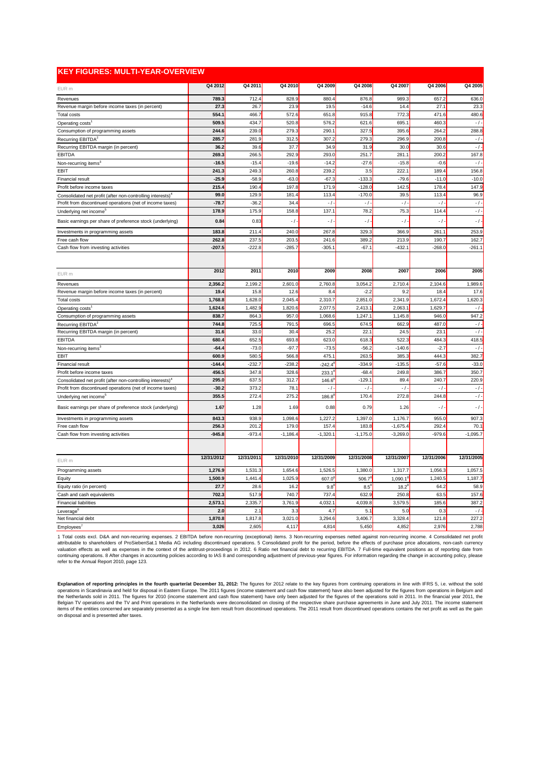## KEY FIGURES: MULTI-YEAR-OVERVIEW

| EUR m | Q4 2012 | Q4 2011 | Q4 2010 | Q4 2009 | Q4 2008 | Q4 2007 | Q4 2006 | Q4 2005 |
|---|---|---|---|---|---|---|---|---|
| Revenues | **789.3** | 712.4 | 828.9 | 880.4 | 876.8 | 989.3 | 657.2 | 636.0 |
| Revenue margin before income taxes (in percent) | **27.3** | 26.7 | 23.9 | 19.5 | -14.6 | 14.4 | 27.1 | 23.3 |
| Total costs | **554.1** | 466.7 | 572.6 | 651.8 | 915.8 | 772.3 | 471.6 | 480.6 |
| Operating costs[1] | **509.5** | 434.7 | 520.8 | 576.2 | 621.6 | 695.1 | 460.3 | - / - |
| Consumption of programming assets | **244.6** | 239.0 | 279.3 | 290.1 | 327.5 | 395.6 | 264.2 | 288.8 |
| Recurring EBITDA[2] | **285.7** | 281.9 | 312.5 | 307.2 | 279.3 | 296.9 | 200.8 | - / - |
| Recurring EBITDA margin (in percent) | **36.2** | 39.6 | 37.7 | 34.9 | 31.9 | 30.0 | 30.6 | - / - |
| EBITDA | **269.3** | 266.5 | 292.9 | 293.0 | 251.7 | 281.1 | 200.2 | 167.8 |
| Non-recurring items[3] | **-16.5** | -15.4 | -19.6 | -14.2 | -27.6 | -15.8 | -0.6 | - / - |
| EBIT | **241.3** | 249.3 | 260.8 | 239.2 | 3.5 | 222.1 | 189.4 | 156.8 |
| Financial result | **-25.9** | -58.9 | -63.0 | -67.3 | -133.3 | -79.6 | -11.0 | -10.0 |
| Profit before income taxes | **215.4** | 190.4 | 197.8 | 171.9 | -128.0 | 142.5 | 178.4 | 147.9 |
| Consolidated net profit (after non-controlling interests)[4] | **99.0** | 129.9 | 181.4 | 113.4 | -170.0 | 39.5 | 113.4 | 96.9 |
| Profit from discontinued operations (net of income taxes) | **-78.7** | -36.2 | 34.4 | - / - | - / - | - / - | - / - | - / - |
| Underlying net income[5] | **178.9** | 175.9 | 158.8 | 137.1 | 78.2 | 75.3 | 114.4 | - / - |
| Basic earnings per share of preference stock (underlying) | **0.84** | 0.83 | - / - | - / - | - / - | - / - | - / - | - / - |
| Investments in programming assets | **183.8** | 211.4 | 240.0 | 267.8 | 329.3 | 366.9 | 261.1 | 253.9 |
| Free cash flow | **262.8** | 237.5 | 203.5 | 241.6 | 389.2 | 213.9 | 190.7 | 162.7 |
| Cash flow from investing activities | **-207.5** | -222.8 | -285.7 | -305.1 | -67.1 | -432.1 | -268.0 | -261.1 |

| EUR m | 2012 | 2011 | 2010 | 2009 | 2008 | 2007 | 2006 | 2005 |
|---|---|---|---|---|---|---|---|---|
| Revenues | **2,356.2** | 2,199.2 | 2,601.0 | 2,760.8 | 3,054.2 | 2,710.4 | 2,104.6 | 1,989.6 |
| Revenue margin before income taxes (in percent) | **19.4** | 15.8 | 12.6 | 8.4 | -2.2 | 9.2 | 18.4 | 17.6 |
| Total costs | **1,768.8** | 1,628.0 | 2,045.4 | 2,310.7 | 2,851.0 | 2,341.9 | 1,672.4 | 1,620.3 |
| Operating costs[1] | **1,624.6** | 1,482.9 | 1,820.6 | 2,077.5 | 2,413.1 | 2,063.1 | 1,629.7 | - / - |
| Consumption of programming assets | **838.7** | 864.3 | 957.0 | 1,068.6 | 1,247.1 | 1,145.8 | 946.0 | 947.2 |
| Recurring EBITDA[2] | **744.8** | 725.5 | 791.5 | 696.5 | 674.5 | 662.9 | 487.0 | - / - |
| Recurring EBITDA margin (in percent) | **31.6** | 33.0 | 30.4 | 25.2 | 22.1 | 24.5 | 23.1 | - / - |
| EBITDA | **680.4** | 652.5 | 693.8 | 623.0 | 618.3 | 522.3 | 484.3 | 418.5 |
| Non-recurring items[3] | **-64.4** | -73.0 | -97.7 | -73.5 | -56.2 | -140.6 | -2.7 | - / - |
| EBIT | **600.9** | 580.5 | 566.8 | 475.1 | 263.5 | 385.3 | 444.3 | 382.7 |
| Financial result | **-144.4** | -232.7 | -238.2 | -242.4[8] | -334.9 | -135.5 | -57.6 | -33.0 |
| Profit before income taxes | **456.5** | 347.8 | 328.6 | 233.1[8] | -68.4 | 249.8 | 386.7 | 350.7 |
| Consolidated net profit (after non-controlling interests)[4] | **295.0** | 637.5 | 312.7 | 146.6[8] | -129.1 | 89.4 | 240.7 | 220.9 |
| Profit from discontinued operations (net of income taxes) | **-30.2** | 373.2 | 78.1 | - / - | - / - | - / - | - / - | - / - |
| Underlying net income[5] | **355.5** | 272.4 | 275.2 | 186.8[8] | 170.4 | 272.8 | 244.8 | - / - |
| Basic earnings per share of preference stock (underlying) | **1.67** | 1.28 | 1.69 | 0.88 | 0.79 | 1.26 | - / - | - / - |
| Investments in programming assets | **843.3** | 938.9 | 1,098.6 | 1,227.2 | 1,397.0 | 1,176.7 | 955.0 | 907.3 |
| Free cash flow | **256.3** | 201.2 | 179.0 | 157.4 | 183.8 | -1,675.4 | 292.4 | 70.1 |
| Cash flow from investing activities | **-945.8** | -973.4 | -1,186.4 | -1,320.1 | -1,175.0 | -3,269.0 | -979.6 | -1,095.7 |

| EUR m | 12/31/2012 | 12/31/2011 | 12/31/2010 | 12/31/2009 | 12/31/2008 | 12/31/2007 | 12/31/2006 | 12/31/2005 |
|---|---|---|---|---|---|---|---|---|
| Programming assets | **1,276.9** | 1,531.3 | 1,654.6 | 1,526.5 | 1,380.0 | 1,317.7 | 1,056.3 | 1,057.5 |
| Equity | **1,500.9** | 1,441.4 | 1,025.9 | 607.0[8] | 506.7[8] | 1,090.1[8] | 1,240.5 | 1,187.7 |
| Equity ratio (in percent) | **27.7** | 28.6 | 16.2 | 9.8[8] | 8.5[8] | 18.2[8] | 64.2 | 58.9 |
| Cash and cash equivalents | **702.3** | 517.9 | 740.7 | 737.4 | 632.9 | 250.8 | 63.5 | 157.6 |
| Financial liabilities | **2,573.1** | 2,335.7 | 3,761.9 | 4,032.1 | 4,039.8 | 3,579.5 | 185.6 | 387.2 |
| Leverage[6] | **2.0** | 2.1 | 3.3 | 4.7 | 5.1 | 5.0 | 0.3 | - / - |
| Net financial debt | **1,870.8** | 1,817.8 | 3,021.0 | 3,294.6 | 3,406.7 | 3,328.4 | 121.8 | 227.2 |
| Employees[7] | **3,026** | 2,605 | 4,117 | 4,814 | 5,450 | 4,852 | 2,976 | 2,788 |

1 Total costs excl. D&A and non-recurring expenses. 2 EBITDA before non-recurring (exceptional) items. 3 Non-recurring expenses netted against non-recurring income. 4 Consolidated net profit attributable to shareholders of ProSiebenSat.1 Media AG including discontinued operations. 5 Consolidated profit for the period, before the effects of purchase price allocations, non-cash currency valuation effects as well as expenses in the context of the antitrust-proceedings in 2012. 6 Ratio net financial debt to recurring EBITDA. 7 Full-time equivalent positions as of reporting date from continuing operations. 8 After changes in accounting policies according to IAS 8 and corresponding adjustment of previous-year figures. For information regarding the change in accounting policy, please refer to the Annual Report 2010, page 123.

**Explanation of reporting principles in the fourth quarter/at December 31, 2012:** The figures for 2012 relate to the key figures from continuing operations in line with IFRS 5, i.e. without the sold operations in Scandinavia and held for disposal in Eastern Europe. The 2011 figures (income statement and cash flow statement) have also been adjusted for the figures from operations in Belgium and the Netherlands sold in 2011. The figures for 2010 (income statement and cash flow statement) have only been adjusted for the figures of the operations sold in 2011. In the financial year 2011, the Belgian TV operations and the TV and Print operations in the Netherlands were deconsolidated on closing of the respective share purchase agreements in June and July 2011. The income statement items of the entities concerned are separately presented as a single line item result from discontinued operations. The 2011 result from discontinued operations contains the net profit as well as the gain on disposal and is presented after taxes.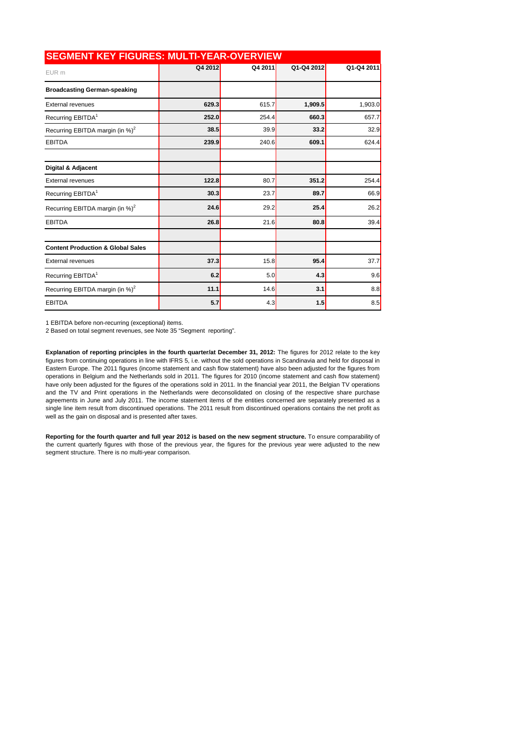## SEGMENT KEY FIGURES: MULTI-YEAR-OVERVIEW

| EUR m | Q4 2012 | Q4 2011 | Q1-Q4 2012 | Q1-Q4 2011 |
|---|---|---|---|---|
| **Broadcasting German-speaking** | | | | |
| External revenues | **629.3** | 615.7 | **1,909.5** | 1,903.0 |
| Recurring EBITDA[1] | **252.0** | 254.4 | **660.3** | 657.7 |
| Recurring EBITDA margin (in %)[2] | **38.5** | 39.9 | **33.2** | 32.9 |
| EBITDA | **239.9** | 240.6 | **609.1** | 624.4 |
| | | | | |
| **Digital & Adjacent** | | | | |
| External revenues | **122.8** | 80.7 | **351.2** | 254.4 |
| Recurring EBITDA[1] | **30.3** | 23.7 | **89.7** | 66.9 |
| Recurring EBITDA margin (in %)[2] | **24.6** | 29.2 | **25.4** | 26.2 |
| EBITDA | **26.8** | 21.6 | **80.8** | 39.4 |
| | | | | |
| **Content Production & Global Sales** | | | | |
| External revenues | **37.3** | 15.8 | **95.4** | 37.7 |
| Recurring EBITDA[1] | **6.2** | 5.0 | **4.3** | 9.6 |
| Recurring EBITDA margin (in %)[2] | **11.1** | 14.6 | **3.1** | 8.8 |
| EBITDA | **5.7** | 4.3 | **1.5** | 8.5 |

1 EBITDA before non-recurring (exceptional) items.

2 Based on total segment revenues, see Note 35 "Segment reporting".

**Explanation of reporting principles in the fourth quarter/at December 31, 2012:** The figures for 2012 relate to the key figures from continuing operations in line with IFRS 5, i.e. without the sold operations in Scandinavia and held for disposal in Eastern Europe. The 2011 figures (income statement and cash flow statement) have also been adjusted for the figures from operations in Belgium and the Netherlands sold in 2011. The figures for 2010 (income statement and cash flow statement) have only been adjusted for the figures of the operations sold in 2011. In the financial year 2011, the Belgian TV operations and the TV and Print operations in the Netherlands were deconsolidated on closing of the respective share purchase agreements in June and July 2011. The income statement items of the entities concerned are separately presented as a single line item result from discontinued operations. The 2011 result from discontinued operations contains the net profit as well as the gain on disposal and is presented after taxes.

**Reporting for the fourth quarter and full year 2012 is based on the new segment structure.** To ensure comparability of the current quarterly figures with those of the previous year, the figures for the previous year were adjusted to the new segment structure. There is no multi-year comparison.